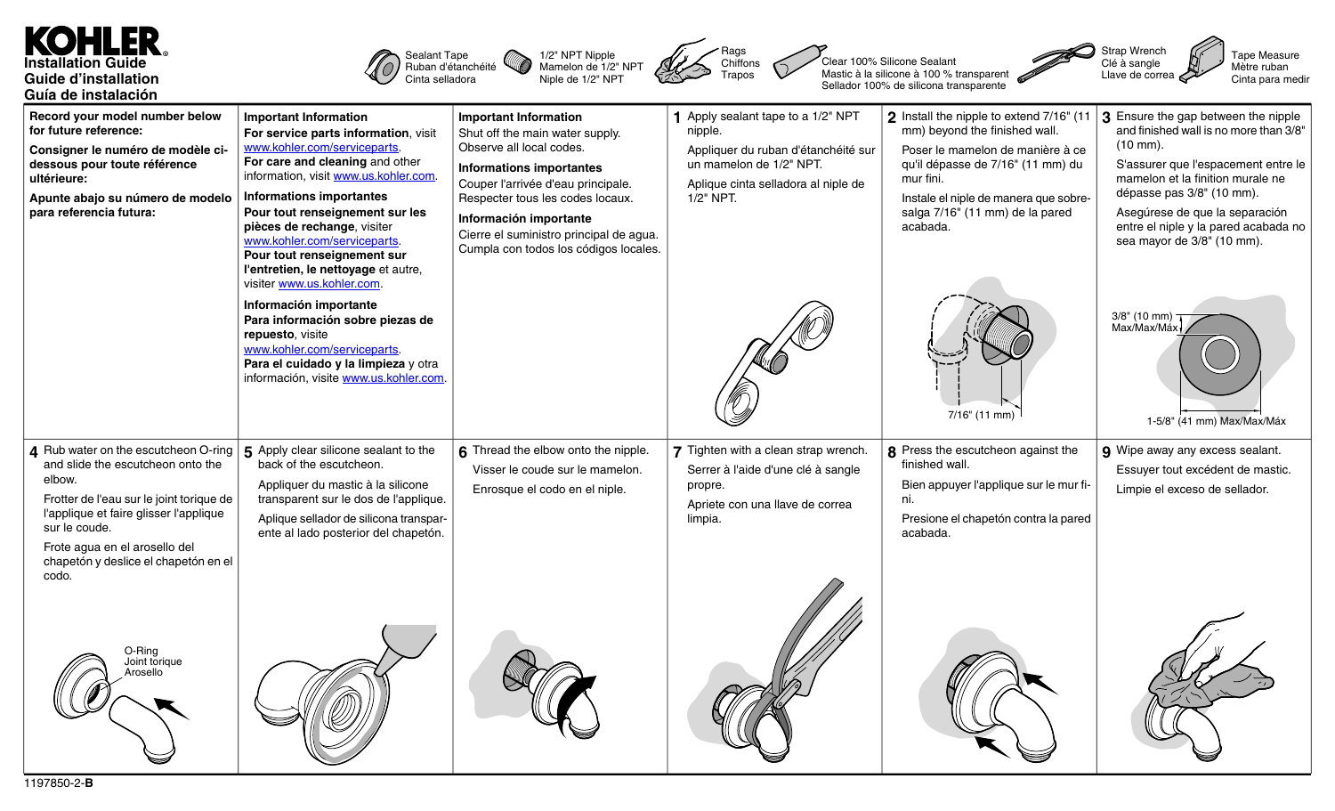# KOHLER

**Installation Guide**
**Guide d'installation**
**Guía de instalación**

Sealant Tape / Ruban d'étanchéité / Cinta selladora

1/2" NPT Nipple / Mamelon de 1/2" NPT / Niple de 1/2" NPT

Rags / Chiffons / Trapos

Clear 100% Silicone Sealant / Mastic à la silicone à 100 % transparent / Sellador 100% de silicona transparente

Strap Wrench / Clé à sangle / Llave de correa

Tape Measure / Mètre ruban / Cinta para medir

**Record your model number below for future reference:**

**Consigner le numéro de modèle ci-dessous pour toute référence ultérieure:**

**Apunte abajo su número de modelo para referencia futura:**

**Important Information**

**For service parts information**, visit www.kohler.com/serviceparts.
**For care and cleaning** and other information, visit www.us.kohler.com.

**Informations importantes**

**Pour tout renseignement sur les pièces de rechange**, visiter www.kohler.com/serviceparts.
**Pour tout renseignement sur l'entretien, le nettoyage** et autre, visiter www.us.kohler.com.

**Información importante**

**Para información sobre piezas de repuesto**, visite www.kohler.com/serviceparts.
**Para el cuidado y la limpieza** y otra información, visite www.us.kohler.com.

**Important Information**

Shut off the main water supply.
Observe all local codes.

**Informations importantes**

Couper l'arrivée d'eau principale.
Respecter tous les codes locaux.

**Información importante**

Cierre el suministro principal de agua.
Cumpla con todos los códigos locales.

**1** Apply sealant tape to a 1/2" NPT nipple.

Appliquer du ruban d'étanchéité sur un mamelon de 1/2" NPT.

Aplique cinta selladora al niple de 1/2" NPT.

**2** Install the nipple to extend 7/16" (11 mm) beyond the finished wall.

Poser le mamelon de manière à ce qu'il dépasse de 7/16" (11 mm) du mur fini.

Instale el niple de manera que sobresalga 7/16" (11 mm) de la pared acabada.

7/16" (11 mm)

**3** Ensure the gap between the nipple and finished wall is no more than 3/8" (10 mm).

S'assurer que l'espacement entre le mamelon et la finition murale ne dépasse pas 3/8" (10 mm).

Asegúrese de que la separación entre el niple y la pared acabada no sea mayor de 3/8" (10 mm).

3/8" (10 mm) Max/Max/Máx

1-5/8" (41 mm) Max/Max/Máx

**4** Rub water on the escutcheon O-ring and slide the escutcheon onto the elbow.

Frotter de l'eau sur le joint torique de l'applique et faire glisser l'applique sur le coude.

Frote agua en el arosello del chapetón y deslice el chapetón en el codo.

O-Ring / Joint torique / Arosello

**5** Apply clear silicone sealant to the back of the escutcheon.

Appliquer du mastic à la silicone transparent sur le dos de l'applique.

Aplique sellador de silicona transparente al lado posterior del chapetón.

**6** Thread the elbow onto the nipple.

Visser le coude sur le mamelon.

Enrosque el codo en el niple.

**7** Tighten with a clean strap wrench.

Serrer à l'aide d'une clé à sangle propre.

Apriete con una llave de correa limpia.

**8** Press the escutcheon against the finished wall.

Bien appuyer l'applique sur le mur fini.

Presione el chapetón contra la pared acabada.

**9** Wipe away any excess sealant.

Essuyer tout excédent de mastic.

Limpie el exceso de sellador.

1197850-2-**B**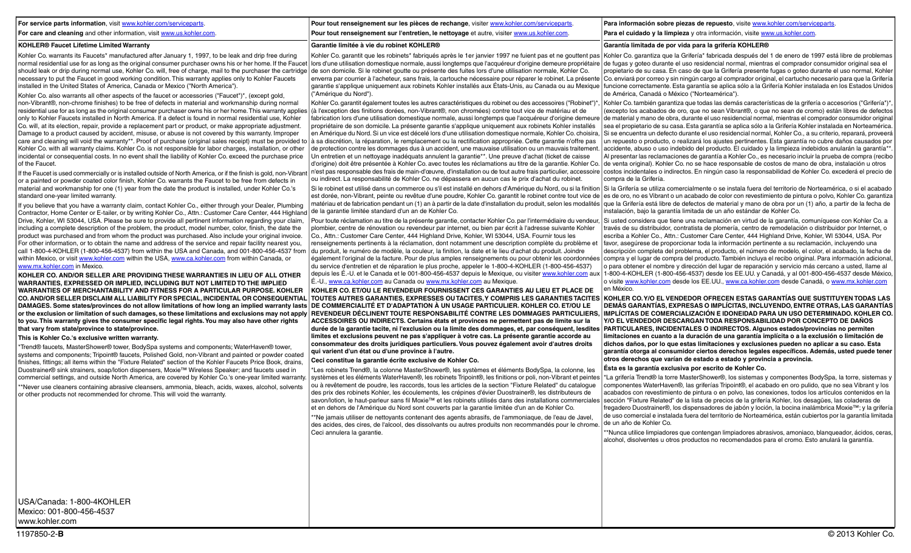**For service parts information**, visit www.kohler.com/serviceparts.

**For care and cleaning** and other information, visit www.us.kohler.com.

**KOHLER® Faucet Lifetime Limited Warranty**

Kohler Co. warrants its Faucets* manufactured after January 1, 1997, to be leak and drip free during normal residential use for as long as the original consumer purchaser owns his or her home. If the Faucet should leak or drip during normal use, Kohler Co. will, free of charge, mail to the purchaser the cartridge necessary to put the Faucet in good working condition. This warranty applies only to Kohler Faucets installed in the United States of America, Canada or Mexico ("North America").

Kohler Co. also warrants all other aspects of the faucet or accessories ("Faucet")*, (except gold, non-Vibrant®, non-chrome finishes) to be free of defects in material and workmanship during normal residential use for as long as the original consumer purchaser owns his or her home. This warranty applies only to Kohler Faucets installed in North America. If a defect is found in normal residential use, Kohler Co. will, at its election, repair, provide a replacement part or product, or make appropriate adjustment. Damage to a product caused by accident, misuse, or abuse is not covered by this warranty. Improper care and cleaning will void the warranty**. Proof of purchase (original sales receipt) must be provided to Kohler Co. with all warranty claims. Kohler Co. is not responsible for labor charges, installation, or other incidental or consequential costs. In no event shall the liability of Kohler Co. exceed the purchase price of the Faucet.

If the Faucet is used commercially or is installed outside of North America, or if the finish is gold, non-Vibrant or a painted or powder coated color finish, Kohler Co. warrants the Faucet to be free from defects in material and workmanship for one (1) year from the date the product is installed, under Kohler Co.'s standard one-year limited warranty.

If you believe that you have a warranty claim, contact Kohler Co., either through your Dealer, Plumbing Contractor, Home Center or E-tailer, or by writing Kohler Co., Attn.: Customer Care Center, 444 Highland Drive, Kohler, WI 53044, USA. Please be sure to provide all pertinent information regarding your claim, including a complete description of the problem, the product, model number, color, finish, the date the product was purchased and from whom the product was purchased. Also include your original invoice. For other information, or to obtain the name and address of the service and repair facility nearest you, call 1-800-4-KOHLER (1-800-456-4537) from within the USA and Canada, and 001-800-456-4537 from within Mexico, or visit www.kohler.com within the USA, www.ca.kohler.com from within Canada, or www.mx.kohler.com in Mexico.

**KOHLER CO. AND/OR SELLER ARE PROVIDING THESE WARRANTIES IN LIEU OF ALL OTHER WARRANTIES, EXPRESSED OR IMPLIED, INCLUDING BUT NOT LIMITED TO THE IMPLIED WARRANTIES OF MERCHANTABILITY AND FITNESS FOR A PARTICULAR PURPOSE. KOHLER CO. AND/OR SELLER DISCLAIM ALL LIABILITY FOR SPECIAL, INCIDENTAL OR CONSEQUENTIAL DAMAGES. Some states/provinces do not allow limitations of how long an implied warranty lasts or the exclusion or limitation of such damages, so these limitations and exclusions may not apply to you. This warranty gives the consumer specific legal rights. You may also have other rights that vary from state/province to state/province.**

**This is Kohler Co.'s exclusive written warranty.**

*Trend® faucets, MasterShower® tower, BodySpa systems and components; WaterHaven® tower, systems and components; Tripoint® faucets, Polished Gold, non-Vibrant and painted or powder coated finishes, fittings; all items within the "Fixture Related" section of the Kohler Faucets Price Book, drains, Duostrainer® sink strainers, soap/lotion dispensers, Moxie™ Wireless Speaker; and faucets used in commercial settings, and outside North America, are covered by Kohler Co.'s one-year limited warranty.

**Never use cleaners containing abrasive cleansers, ammonia, bleach, acids, waxes, alcohol, solvents or other products not recommended for chrome. This will void the warranty.

USA/Canada: 1-800-4KOHLER
Mexico: 001-800-456-4537
www.kohler.com

**Pour tout renseignement sur les pièces de rechange**, visiter www.kohler.com/serviceparts.

**Pour tout renseignement sur l'entretien, le nettoyage** et autre, visiter www.us.kohler.com.

**Garantie limitée à vie du robinet KOHLER®**

Kohler Co. garantit que les robinets* fabriqués après le 1er janvier 1997 ne fuient pas et ne gouttent pas lors d'une utilisation domestique normale, aussi longtemps que l'acquéreur d'origine demeure propriétaire de son domicile. Si le robinet goutte ou présente des fuites lors d'une utilisation normale, Kohler Co. enverra par courrier à l'acheteur, sans frais, la cartouche nécessaire pour réparer le robinet. La présente garantie s'applique uniquement aux robinets Kohler installés aux États-Unis, au Canada ou au Mexique ("Amérique du Nord").

Kohler Co. garantit également toutes les autres caractéristiques du robinet ou des accessoires ("Robinet")*, (à l'exception des finitions dorées, non-Vibrant®, non chromées) contre tout vice de matériau et de fabrication lors d'une utilisation domestique normale, aussi longtemps que l'acquéreur d'origine demeure propriétaire de son domicile. La présente garantie s'applique uniquement aux robinets Kohler installés en Amérique du Nord. Si un vice est décelé lors d'une utilisation domestique normale, Kohler Co. choisira, à sa discrétion, la réparation, le remplacement ou la rectification appropriée. Cette garantie n'offre pas de protection contre les dommages dus à un accident, une mauvaise utilisation ou un mauvais traitement. Un entretien et un nettoyage inadéquats annulent la garantie**. Une preuve d'achat (ticket de caisse d'origine) doit être présentée à Kohler Co. avec toutes les réclamations au titre de la garantie. Kohler Co. n'est pas responsable des frais de main-d'œuvre, d'installation ou de tout autre frais particulier, accessoire ou indirect. La responsabilité de Kohler Co. ne dépassera en aucun cas le prix d'achat du robinet.

Si le robinet est utilisé dans un commerce ou s'il est installé en dehors d'Amérique du Nord, ou si la finition est dorée, non-Vibrant, peinte ou revêtue d'une poudre, Kohler Co. garantit le robinet contre tout vice de matériau et de fabrication pendant un (1) an à partir de la date d'installation du produit, selon les modalités de la garantie limitée standard d'un an de Kohler Co.

Pour toute réclamation au titre de la présente garantie, contacter Kohler Co. par l'intermédiaire du vendeur, plombier, centre de rénovation ou revendeur par internet, ou bien par écrit à l'adresse suivante Kohler Co., Attn.: Customer Care Center, 444 Highland Drive, Kohler, WI 53044, USA. Fournir tous les renseignements pertinents à la réclamation, dont notamment une description complète du problème et du produit, le numéro de modèle, la couleur, la finition, la date et le lieu d'achat du produit. Joindre également l'original de la facture. Pour de plus amples renseignements ou pour obtenir les coordonnées du service d'entretien et de réparation le plus proche, appeler le 1-800-4-KOHLER (1-800-456-4537) depuis les É.-U. et le Canada et le 001-800-456-4537 depuis le Mexique, ou visiter www.kohler.com aux É.-U., www.ca.kohler.com au Canada ou www.mx.kohler.com au Mexique.

**KOHLER CO. ET/OU LE REVENDEUR FOURNISSENT CES GARANTIES AU LIEU ET PLACE DE TOUTES AUTRES GARANTIES, EXPRESSES OU TACITES, Y COMPRIS LES GARANTIES TACITES DE COMMERCIALITÉ ET D'ADAPTATION À UN USAGE PARTICULIER. KOHLER CO. ET/OU LE REVENDEUR DÉCLINENT TOUTE RESPONSABILITÉ CONTRE LES DOMMAGES PARTICULIERS, ACCESSOIRES OU INDIRECTS. Certains états et provinces ne permettent pas de limite sur la durée de la garantie tacite, ni l'exclusion ou la limite des dommages, et, par conséquent, lesdites limites et exclusions peuvent ne pas s'appliquer à votre cas. La présente garantie accorde au consommateur des droits juridiques particuliers. Vous pouvez également avoir d'autres droits qui varient d'un état ou d'une province à l'autre.**

**Ceci constitue la garantie écrite exclusive de Kohler Co.**

*Les robinets Trend®, la colonne MasterShower®, les systèmes et éléments BodySpa, la colonne, les systèmes et les éléments WaterHaven®, les robinets Tripoint®, les finitions or poli, non-Vibrant et peintes ou à revêtement de poudre, les raccords, tous les articles de la section "Fixture Related" du catalogue des prix des robinets Kohler, les écoulements, les crépines d'évier Duostrainer®, les distributeurs de savon/lotion, le haut-parleur sans fil Moxie™ et les robinets utilisés dans des installations commerciales et en dehors de l'Amérique du Nord sont couverts par la garantie limitée d'un an de Kohler Co.

**Ne jamais utiliser de nettoyants contenant des agents abrasifs, de l'ammoniac, de l'eau de Javel, des acides, des cires, de l'alcool, des dissolvants ou autres produits non recommandés pour le chrome. Ceci annulera la garantie.

**Para información sobre piezas de repuesto**, visite www.kohler.com/serviceparts.

**Para el cuidado y la limpieza** y otra información, visite www.us.kohler.com.

**Garantía limitada de por vida para la grifería KOHLER®**

Kohler Co. garantiza que la Grifería* fabricada después del 1 de enero de 1997 está libre de problemas de fugas y goteo durante el uso residencial normal, mientras el comprador consumidor original sea el propietario de su casa. En caso de que la Grifería presente fugas o goteo durante el uso normal, Kohler Co. enviará por correo y sin ningún cargo al comprador original, el cartucho necesario para que la Grifería funcione correctamente. Esta garantía se aplica sólo a la Grifería Kohler instalada en los Estados Unidos de América, Canadá o México ("Norteamérica").

Kohler Co. también garantiza que todas las demás características de la grifería o accesorios ("Grifería")*, (excepto los acabados de oro, que no sean Vibrant®, o que no sean de cromo) están libres de defectos de material y mano de obra, durante el uso residencial normal, mientras el comprador consumidor original sea el propietario de su casa. Esta garantía se aplica sólo a la Grifería Kohler instalada en Norteamérica. Si se encuentra un defecto durante el uso residencial normal, Kohler Co., a su criterio, reparará, proveerá un repuesto o producto, o realizará los ajustes pertinentes. Esta garantía no cubre daños causados por accidente, abuso o uso indebido del producto. El cuidado y la limpieza indebidos anularán la garantía**. Al presentar las reclamaciones de garantía a Kohler Co., es necesario incluir la prueba de compra (recibo de venta original). Kohler Co. no se hace responsable de costos de mano de obra, instalación u otros costos incidentales o indirectos. En ningún caso la responsabilidad de Kohler Co. excederá el precio de compra de la Grifería.

Si la Grifería se utiliza comercialmente o se instala fuera del territorio de Norteamérica, o si el acabado es de oro, no es Vibrant o un acabado de color con revestimiento de pintura o polvo, Kohler Co. garantiza que la Grifería está libre de defectos de material y mano de obra por un (1) año, a partir de la fecha de instalación, bajo la garantía limitada de un año estándar de Kohler Co.

Si usted considera que tiene una reclamación en virtud de la garantía, comuníquese con Kohler Co. a través de su distribuidor, contratista de plomería, centro de remodelación o distribuidor por Internet, o escriba a Kohler Co., Attn.: Customer Care Center, 444 Highland Drive, Kohler, WI 53044, USA. Por favor, asegúrese de proporcionar toda la información pertinente a su reclamación, incluyendo una descripción completa del problema, el producto, el número de modelo, el color, el acabado, la fecha de compra y el lugar de compra del producto. También incluya el recibo original. Para información adicional, o para obtener el nombre y dirección del lugar de reparación y servicio más cercano a usted, llame al 1-800-4-KOHLER (1-800-456-4537) desde los EE.UU. y Canadá, y al 001-800-456-4537 desde México, o visite www.kohler.com desde los EE.UU., www.ca.kohler.com desde Canadá, o www.mx.kohler.com en México.

**KOHLER CO. Y/O EL VENDEDOR OFRECEN ESTAS GARANTÍAS QUE SUSTITUYEN TODAS LAS DEMÁS GARANTÍAS, EXPRESAS O IMPLÍCITAS, INCLUYENDO, ENTRE OTRAS, LAS GARANTÍAS IMPLÍCITAS DE COMERCIALIZACIÓN E IDONEIDAD PARA UN USO DETERMINADO. KOHLER CO. Y/O EL VENDEDOR DESCARGAN TODA RESPONSABILIDAD POR CONCEPTO DE DAÑOS PARTICULARES, INCIDENTALES O INDIRECTOS. Algunos estados/provincias no permiten limitaciones en cuanto a la duración de una garantía implícita o a la exclusión o limitación de dichos daños, por lo que estas limitaciones y exclusiones pueden no aplicar a su caso. Esta garantía otorga al consumidor ciertos derechos legales específicos. Además, usted puede tener otros derechos que varían de estado a estado y provincia a provincia.**

**Ésta es la garantía exclusiva por escrito de Kohler Co.**

*La grifería Trend® la torre MasterShower®, los sistemas y componentes BodySpa, la torre, sistemas y componentes WaterHaven®, las griferías Tripoint®, el acabado en oro pulido, que no sea Vibrant y los acabados con revestimiento de pintura o en polvo, las conexiones, todos los artículos contenidos en la sección "Fixture Related" de la lista de precios de la grifería Kohler, los desagües, las coladeras de fregadero Duostrainer®, los dispensadores de jabón y loción, la bocina inalámbrica Moxie™; y la grifería de uso comercial e instalada fuera del territorio de Norteamérica, están cubiertos por la garantía limitada de un año de Kohler Co.

**Nunca utilice limpiadores que contengan limpiadores abrasivos, amoniaco, blanqueador, ácidos, ceras, alcohol, disolventes u otros productos no recomendados para el cromo. Esto anulará la garantía.

1197850-2-**B**

© 2013 Kohler Co.